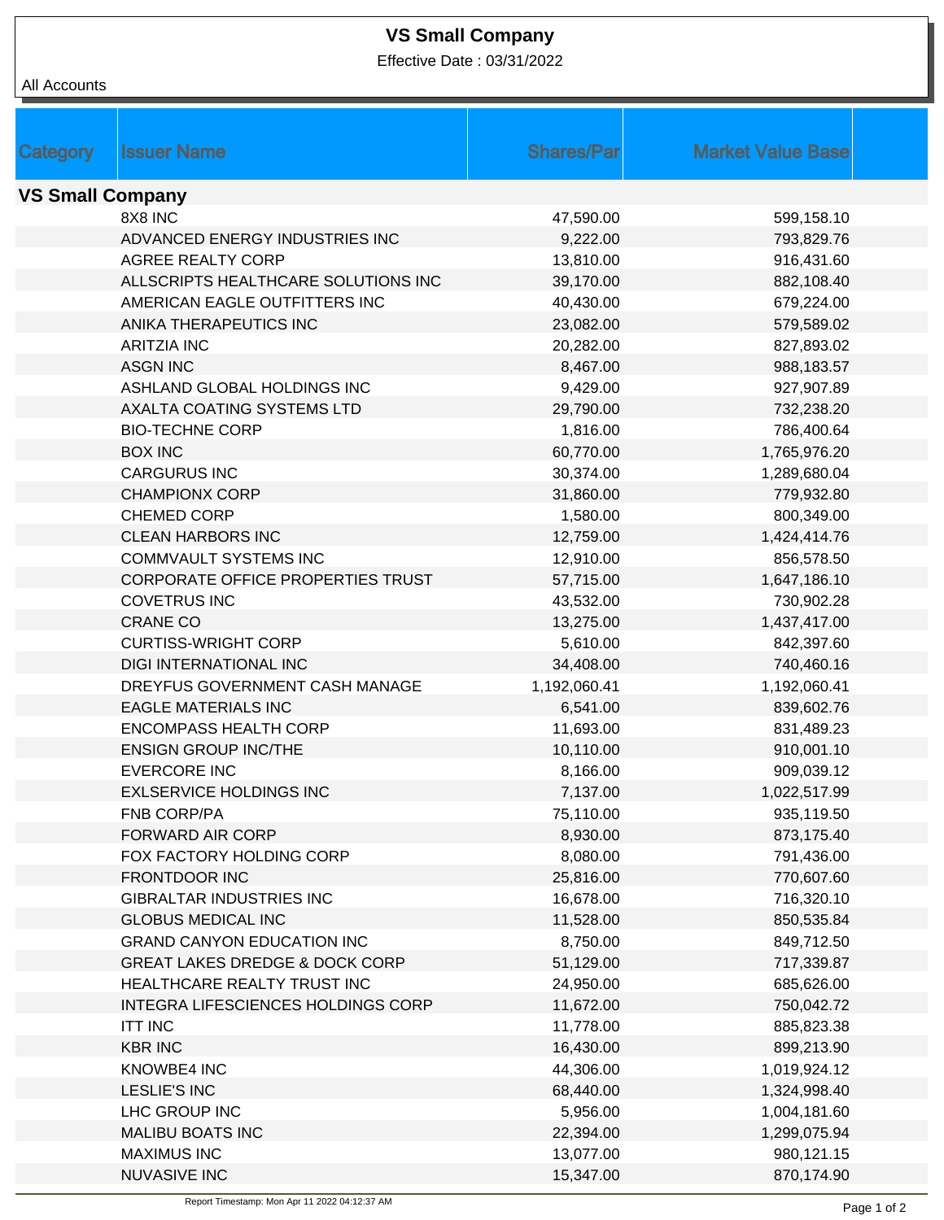# VS Small Company

Effective Date : 03/31/2022

All Accounts

| Category | Issuer Name | Shares/Par | Market Value Base |
|---|---|---|---|
| **VS Small Company** | | | |
| | 8X8 INC | 47,590.00 | 599,158.10 |
| | ADVANCED ENERGY INDUSTRIES INC | 9,222.00 | 793,829.76 |
| | AGREE REALTY CORP | 13,810.00 | 916,431.60 |
| | ALLSCRIPTS HEALTHCARE SOLUTIONS INC | 39,170.00 | 882,108.40 |
| | AMERICAN EAGLE OUTFITTERS INC | 40,430.00 | 679,224.00 |
| | ANIKA THERAPEUTICS INC | 23,082.00 | 579,589.02 |
| | ARITZIA INC | 20,282.00 | 827,893.02 |
| | ASGN INC | 8,467.00 | 988,183.57 |
| | ASHLAND GLOBAL HOLDINGS INC | 9,429.00 | 927,907.89 |
| | AXALTA COATING SYSTEMS LTD | 29,790.00 | 732,238.20 |
| | BIO-TECHNE CORP | 1,816.00 | 786,400.64 |
| | BOX INC | 60,770.00 | 1,765,976.20 |
| | CARGURUS INC | 30,374.00 | 1,289,680.04 |
| | CHAMPIONX CORP | 31,860.00 | 779,932.80 |
| | CHEMED CORP | 1,580.00 | 800,349.00 |
| | CLEAN HARBORS INC | 12,759.00 | 1,424,414.76 |
| | COMMVAULT SYSTEMS INC | 12,910.00 | 856,578.50 |
| | CORPORATE OFFICE PROPERTIES TRUST | 57,715.00 | 1,647,186.10 |
| | COVETRUS INC | 43,532.00 | 730,902.28 |
| | CRANE CO | 13,275.00 | 1,437,417.00 |
| | CURTISS-WRIGHT CORP | 5,610.00 | 842,397.60 |
| | DIGI INTERNATIONAL INC | 34,408.00 | 740,460.16 |
| | DREYFUS GOVERNMENT CASH MANAGE | 1,192,060.41 | 1,192,060.41 |
| | EAGLE MATERIALS INC | 6,541.00 | 839,602.76 |
| | ENCOMPASS HEALTH CORP | 11,693.00 | 831,489.23 |
| | ENSIGN GROUP INC/THE | 10,110.00 | 910,001.10 |
| | EVERCORE INC | 8,166.00 | 909,039.12 |
| | EXLSERVICE HOLDINGS INC | 7,137.00 | 1,022,517.99 |
| | FNB CORP/PA | 75,110.00 | 935,119.50 |
| | FORWARD AIR CORP | 8,930.00 | 873,175.40 |
| | FOX FACTORY HOLDING CORP | 8,080.00 | 791,436.00 |
| | FRONTDOOR INC | 25,816.00 | 770,607.60 |
| | GIBRALTAR INDUSTRIES INC | 16,678.00 | 716,320.10 |
| | GLOBUS MEDICAL INC | 11,528.00 | 850,535.84 |
| | GRAND CANYON EDUCATION INC | 8,750.00 | 849,712.50 |
| | GREAT LAKES DREDGE & DOCK CORP | 51,129.00 | 717,339.87 |
| | HEALTHCARE REALTY TRUST INC | 24,950.00 | 685,626.00 |
| | INTEGRA LIFESCIENCES HOLDINGS CORP | 11,672.00 | 750,042.72 |
| | ITT INC | 11,778.00 | 885,823.38 |
| | KBR INC | 16,430.00 | 899,213.90 |
| | KNOWBE4 INC | 44,306.00 | 1,019,924.12 |
| | LESLIE'S INC | 68,440.00 | 1,324,998.40 |
| | LHC GROUP INC | 5,956.00 | 1,004,181.60 |
| | MALIBU BOATS INC | 22,394.00 | 1,299,075.94 |
| | MAXIMUS INC | 13,077.00 | 980,121.15 |
| | NUVASIVE INC | 15,347.00 | 870,174.90 |

Report Timestamp: Mon Apr 11 2022 04:12:37 AM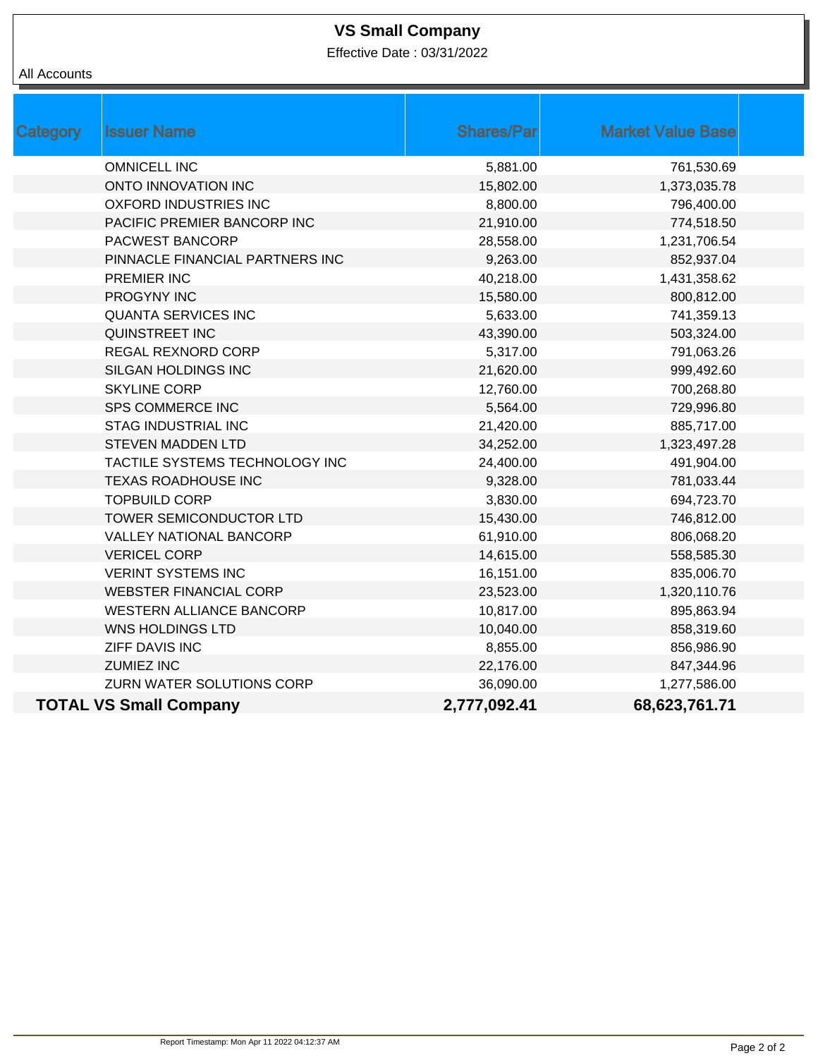# VS Small Company

Effective Date : 03/31/2022

All Accounts

| Category | Issuer Name | Shares/Par | Market Value Base |
|---|---|---|---|
| | OMNICELL INC | 5,881.00 | 761,530.69 |
| | ONTO INNOVATION INC | 15,802.00 | 1,373,035.78 |
| | OXFORD INDUSTRIES INC | 8,800.00 | 796,400.00 |
| | PACIFIC PREMIER BANCORP INC | 21,910.00 | 774,518.50 |
| | PACWEST BANCORP | 28,558.00 | 1,231,706.54 |
| | PINNACLE FINANCIAL PARTNERS INC | 9,263.00 | 852,937.04 |
| | PREMIER INC | 40,218.00 | 1,431,358.62 |
| | PROGYNY INC | 15,580.00 | 800,812.00 |
| | QUANTA SERVICES INC | 5,633.00 | 741,359.13 |
| | QUINSTREET INC | 43,390.00 | 503,324.00 |
| | REGAL REXNORD CORP | 5,317.00 | 791,063.26 |
| | SILGAN HOLDINGS INC | 21,620.00 | 999,492.60 |
| | SKYLINE CORP | 12,760.00 | 700,268.80 |
| | SPS COMMERCE INC | 5,564.00 | 729,996.80 |
| | STAG INDUSTRIAL INC | 21,420.00 | 885,717.00 |
| | STEVEN MADDEN LTD | 34,252.00 | 1,323,497.28 |
| | TACTILE SYSTEMS TECHNOLOGY INC | 24,400.00 | 491,904.00 |
| | TEXAS ROADHOUSE INC | 9,328.00 | 781,033.44 |
| | TOPBUILD CORP | 3,830.00 | 694,723.70 |
| | TOWER SEMICONDUCTOR LTD | 15,430.00 | 746,812.00 |
| | VALLEY NATIONAL BANCORP | 61,910.00 | 806,068.20 |
| | VERICEL CORP | 14,615.00 | 558,585.30 |
| | VERINT SYSTEMS INC | 16,151.00 | 835,006.70 |
| | WEBSTER FINANCIAL CORP | 23,523.00 | 1,320,110.76 |
| | WESTERN ALLIANCE BANCORP | 10,817.00 | 895,863.94 |
| | WNS HOLDINGS LTD | 10,040.00 | 858,319.60 |
| | ZIFF DAVIS INC | 8,855.00 | 856,986.90 |
| | ZUMIEZ INC | 22,176.00 | 847,344.96 |
| | ZURN WATER SOLUTIONS CORP | 36,090.00 | 1,277,586.00 |
| **TOTAL VS Small Company** | | **2,777,092.41** | **68,623,761.71** |

Report Timestamp: Mon Apr 11 2022 04:12:37 AM